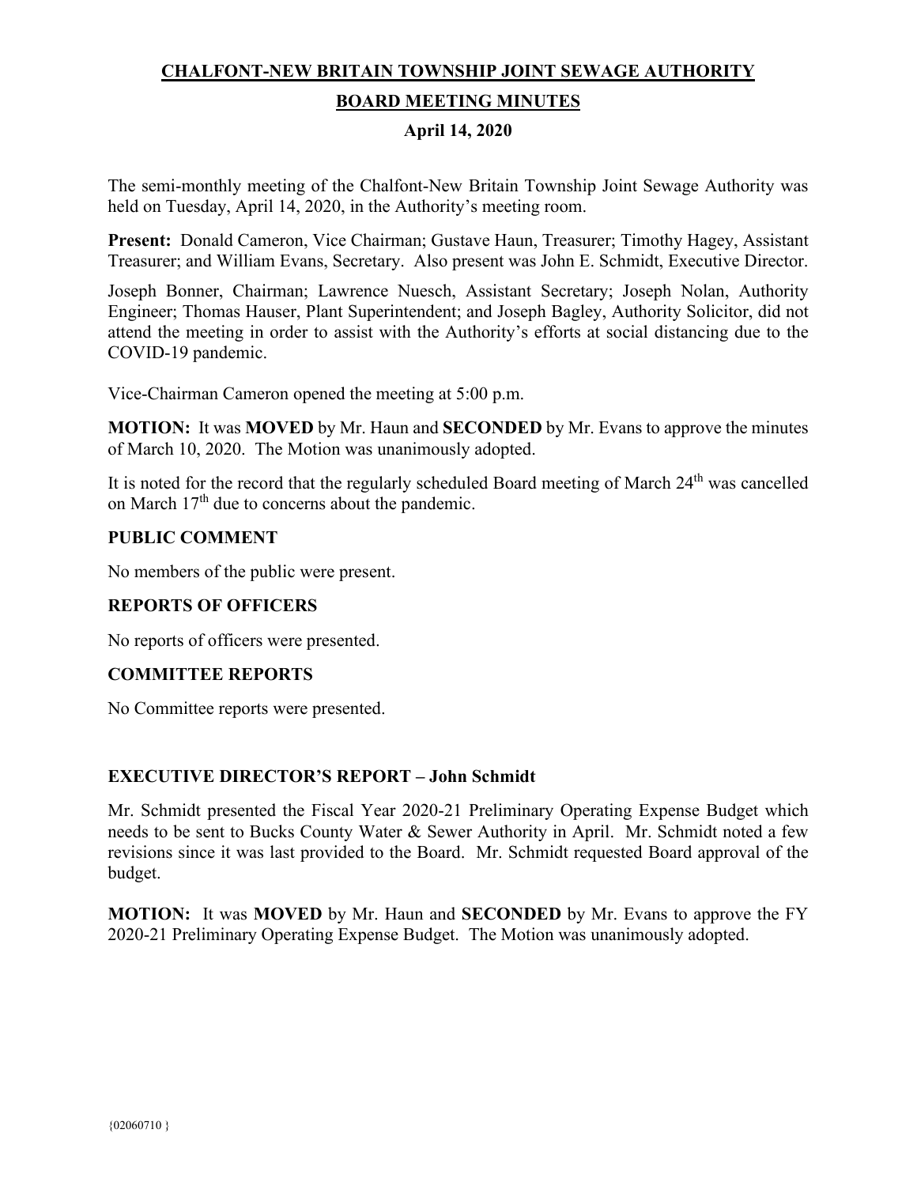# CHALFONT-NEW BRITAIN TOWNSHIP JOINT SEWAGE AUTHORITY

## BOARD MEETING MINUTES

### April 14, 2020

The semi-monthly meeting of the Chalfont-New Britain Township Joint Sewage Authority was held on Tuesday, April 14, 2020, in the Authority's meeting room.

**Present:** Donald Cameron, Vice Chairman; Gustave Haun, Treasurer; Timothy Hagey, Assistant Treasurer; and William Evans, Secretary. Also present was John E. Schmidt, Executive Director.

Joseph Bonner, Chairman; Lawrence Nuesch, Assistant Secretary; Joseph Nolan, Authority Engineer; Thomas Hauser, Plant Superintendent; and Joseph Bagley, Authority Solicitor, did not attend the meeting in order to assist with the Authority's efforts at social distancing due to the COVID-19 pandemic.

Vice-Chairman Cameron opened the meeting at 5:00 p.m.

**MOTION:** It was **MOVED** by Mr. Haun and **SECONDED** by Mr. Evans to approve the minutes of March 10, 2020. The Motion was unanimously adopted.

It is noted for the record that the regularly scheduled Board meeting of March 24th was cancelled on March 17th due to concerns about the pandemic.

### PUBLIC COMMENT

No members of the public were present.

### REPORTS OF OFFICERS

No reports of officers were presented.

### COMMITTEE REPORTS

No Committee reports were presented.

### EXECUTIVE DIRECTOR'S REPORT – John Schmidt

Mr. Schmidt presented the Fiscal Year 2020-21 Preliminary Operating Expense Budget which needs to be sent to Bucks County Water & Sewer Authority in April. Mr. Schmidt noted a few revisions since it was last provided to the Board. Mr. Schmidt requested Board approval of the budget.

**MOTION:** It was **MOVED** by Mr. Haun and **SECONDED** by Mr. Evans to approve the FY 2020-21 Preliminary Operating Expense Budget. The Motion was unanimously adopted.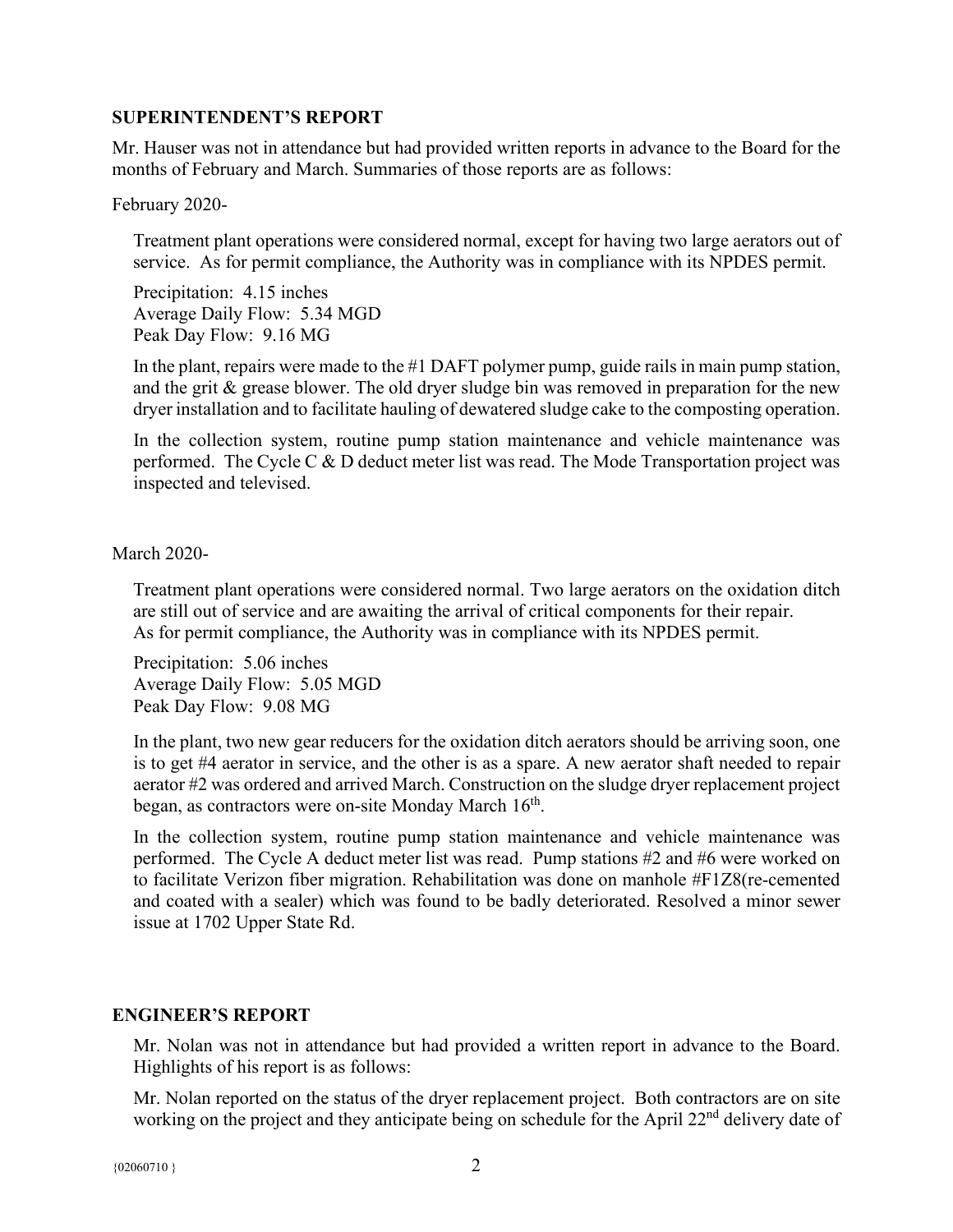## SUPERINTENDENT'S REPORT

Mr. Hauser was not in attendance but had provided written reports in advance to the Board for the months of February and March. Summaries of those reports are as follows:

February 2020-

Treatment plant operations were considered normal, except for having two large aerators out of service. As for permit compliance, the Authority was in compliance with its NPDES permit.

Precipitation: 4.15 inches
Average Daily Flow: 5.34 MGD
Peak Day Flow: 9.16 MG

In the plant, repairs were made to the #1 DAFT polymer pump, guide rails in main pump station, and the grit & grease blower. The old dryer sludge bin was removed in preparation for the new dryer installation and to facilitate hauling of dewatered sludge cake to the composting operation.

In the collection system, routine pump station maintenance and vehicle maintenance was performed. The Cycle C & D deduct meter list was read. The Mode Transportation project was inspected and televised.

March 2020-

Treatment plant operations were considered normal. Two large aerators on the oxidation ditch are still out of service and are awaiting the arrival of critical components for their repair. As for permit compliance, the Authority was in compliance with its NPDES permit.

Precipitation: 5.06 inches
Average Daily Flow: 5.05 MGD
Peak Day Flow: 9.08 MG

In the plant, two new gear reducers for the oxidation ditch aerators should be arriving soon, one is to get #4 aerator in service, and the other is as a spare. A new aerator shaft needed to repair aerator #2 was ordered and arrived March. Construction on the sludge dryer replacement project began, as contractors were on-site Monday March 16th.

In the collection system, routine pump station maintenance and vehicle maintenance was performed. The Cycle A deduct meter list was read. Pump stations #2 and #6 were worked on to facilitate Verizon fiber migration. Rehabilitation was done on manhole #F1Z8(re-cemented and coated with a sealer) which was found to be badly deteriorated. Resolved a minor sewer issue at 1702 Upper State Rd.

## ENGINEER'S REPORT

Mr. Nolan was not in attendance but had provided a written report in advance to the Board. Highlights of his report is as follows:

Mr. Nolan reported on the status of the dryer replacement project. Both contractors are on site working on the project and they anticipate being on schedule for the April 22nd delivery date of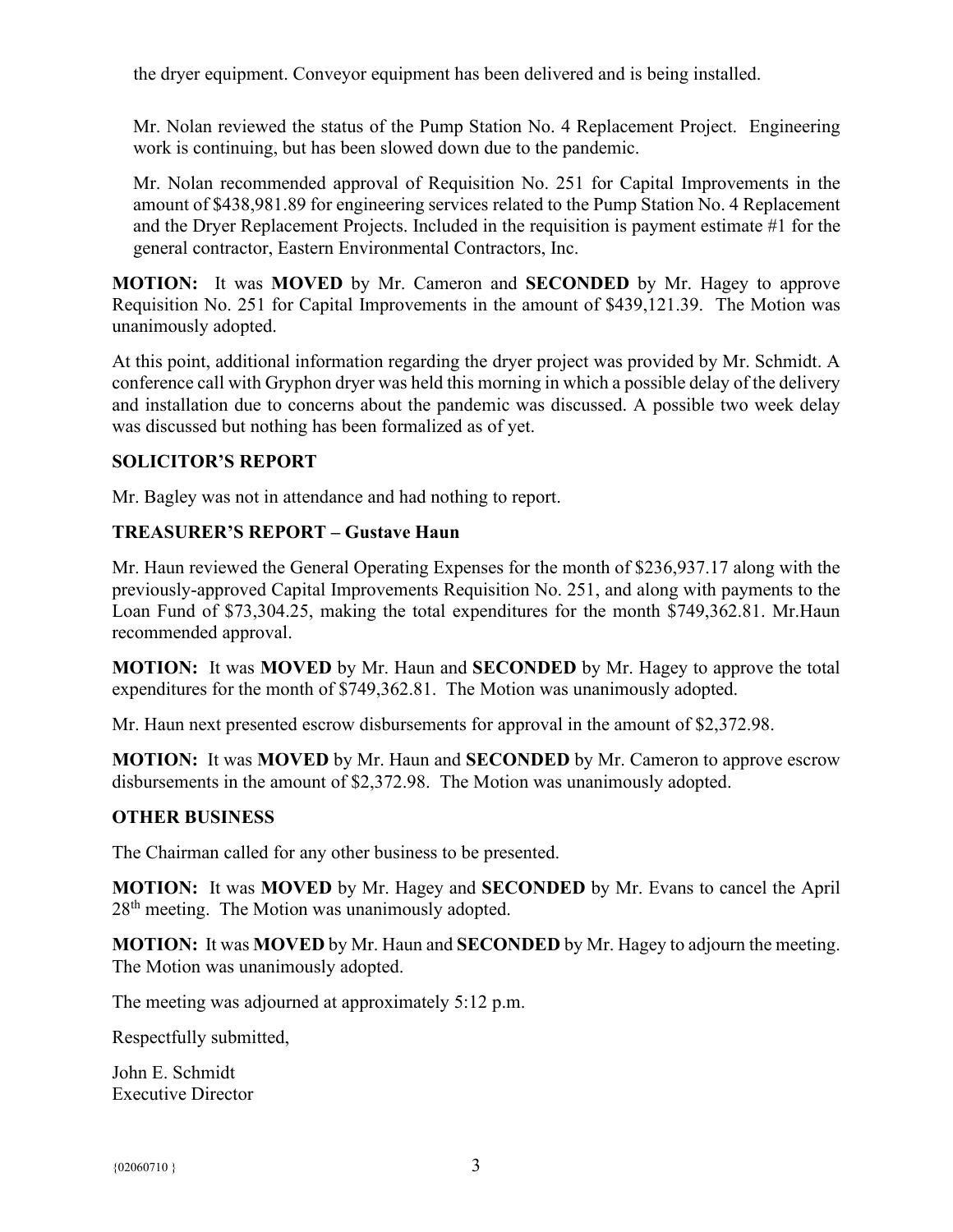the dryer equipment. Conveyor equipment has been delivered and is being installed.

Mr. Nolan reviewed the status of the Pump Station No. 4 Replacement Project. Engineering work is continuing, but has been slowed down due to the pandemic.

Mr. Nolan recommended approval of Requisition No. 251 for Capital Improvements in the amount of $438,981.89 for engineering services related to the Pump Station No. 4 Replacement and the Dryer Replacement Projects. Included in the requisition is payment estimate #1 for the general contractor, Eastern Environmental Contractors, Inc.

**MOTION:** It was **MOVED** by Mr. Cameron and **SECONDED** by Mr. Hagey to approve Requisition No. 251 for Capital Improvements in the amount of $439,121.39. The Motion was unanimously adopted.

At this point, additional information regarding the dryer project was provided by Mr. Schmidt. A conference call with Gryphon dryer was held this morning in which a possible delay of the delivery and installation due to concerns about the pandemic was discussed. A possible two week delay was discussed but nothing has been formalized as of yet.

## SOLICITOR'S REPORT

Mr. Bagley was not in attendance and had nothing to report.

## TREASURER'S REPORT – Gustave Haun

Mr. Haun reviewed the General Operating Expenses for the month of $236,937.17 along with the previously-approved Capital Improvements Requisition No. 251, and along with payments to the Loan Fund of $73,304.25, making the total expenditures for the month $749,362.81. Mr.Haun recommended approval.

**MOTION:** It was **MOVED** by Mr. Haun and **SECONDED** by Mr. Hagey to approve the total expenditures for the month of $749,362.81. The Motion was unanimously adopted.

Mr. Haun next presented escrow disbursements for approval in the amount of $2,372.98.

**MOTION:** It was **MOVED** by Mr. Haun and **SECONDED** by Mr. Cameron to approve escrow disbursements in the amount of $2,372.98. The Motion was unanimously adopted.

## OTHER BUSINESS

The Chairman called for any other business to be presented.

**MOTION:** It was **MOVED** by Mr. Hagey and **SECONDED** by Mr. Evans to cancel the April 28th meeting. The Motion was unanimously adopted.

**MOTION:** It was **MOVED** by Mr. Haun and **SECONDED** by Mr. Hagey to adjourn the meeting. The Motion was unanimously adopted.

The meeting was adjourned at approximately 5:12 p.m.

Respectfully submitted,

John E. Schmidt
Executive Director

{02060710 }